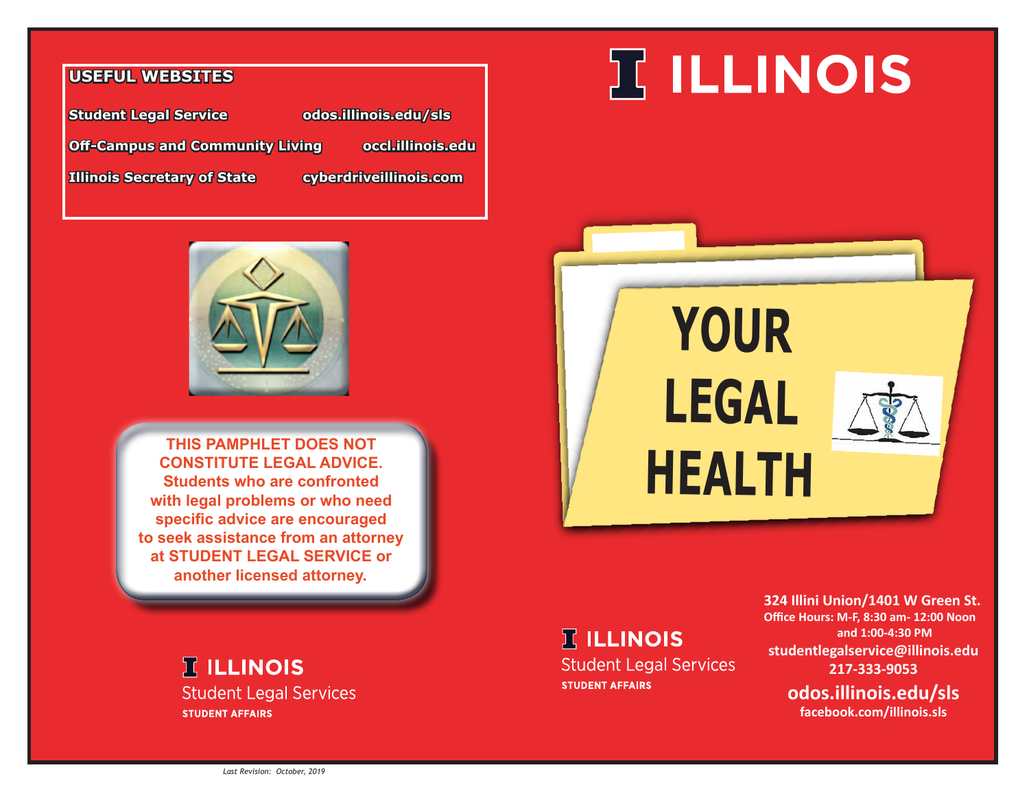## USEFUL WEBSITES

| | |
|---|---|
| **Student Legal Service** | **odos.illinois.edu/sls** |
| **Off-Campus and Community Living** | **occl.illinois.edu** |
| **Illinois Secretary of State** | **cyberdriveillinois.com** |

**THIS PAMPHLET DOES NOT CONSTITUTE LEGAL ADVICE. Students who are confronted with legal problems or who need specific advice are encouraged to seek assistance from an attorney at STUDENT LEGAL SERVICE or another licensed attorney.**

**ILLINOIS**
Student Legal Services
**STUDENT AFFAIRS**

*Last Revision: October, 2019*

# ILLINOIS

# YOUR LEGAL HEALTH

**ILLINOIS**
Student Legal Services
**STUDENT AFFAIRS**

**324 Illini Union/1401 W Green St.**
**Office Hours: M-F, 8:30 am- 12:00 Noon and 1:00-4:30 PM**
**studentlegalservice@illinois.edu**
**217-333-9053**
**odos.illinois.edu/sls**
**facebook.com/illinois.sls**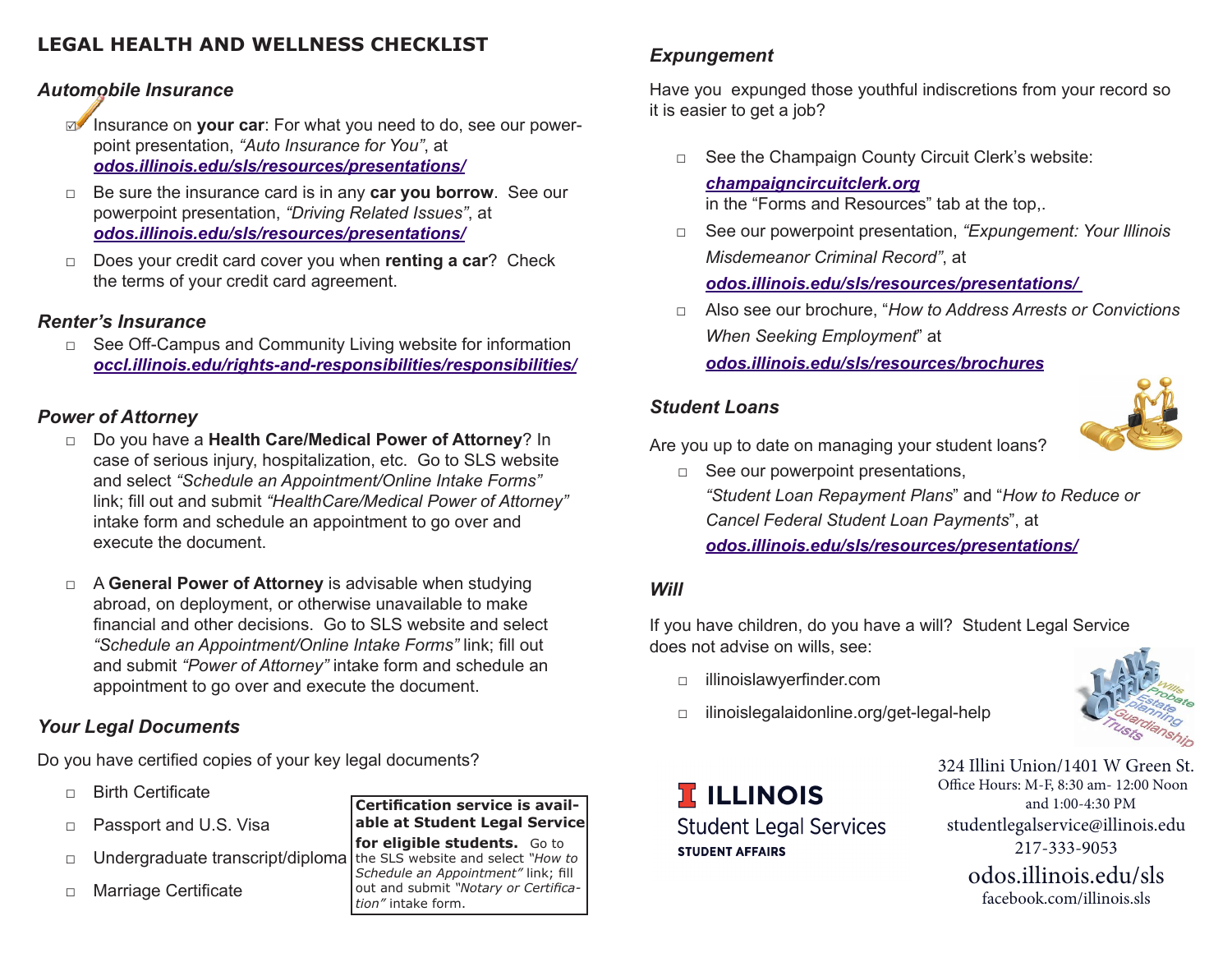## LEGAL HEALTH AND WELLNESS CHECKLIST

### *Automobile Insurance*

- ☑ Insurance on **your car**: For what you need to do, see our powerpoint presentation, *"Auto Insurance for You"*, at ***odos.illinois.edu/sls/resources/presentations/***
- □ Be sure the insurance card is in any **car you borrow**. See our powerpoint presentation, *"Driving Related Issues"*, at ***odos.illinois.edu/sls/resources/presentations/***
- □ Does your credit card cover you when **renting a car**? Check the terms of your credit card agreement.

### *Renter's Insurance*

- □ See Off-Campus and Community Living website for information ***occl.illinois.edu/rights-and-responsibilities/responsibilities/***

### *Power of Attorney*

- □ Do you have a **Health Care/Medical Power of Attorney**? In case of serious injury, hospitalization, etc. Go to SLS website and select *"Schedule an Appointment/Online Intake Forms"* link; fill out and submit *"HealthCare/Medical Power of Attorney"* intake form and schedule an appointment to go over and execute the document.
- □ A **General Power of Attorney** is advisable when studying abroad, on deployment, or otherwise unavailable to make financial and other decisions. Go to SLS website and select *"Schedule an Appointment/Online Intake Forms"* link; fill out and submit *"Power of Attorney"* intake form and schedule an appointment to go over and execute the document.

### *Your Legal Documents*

Do you have certified copies of your key legal documents?

- □ Birth Certificate
- □ Passport and U.S. Visa
- □ Undergraduate transcript/diploma
- □ Marriage Certificate

**Certification service is available at Student Legal Service for eligible students.** Go to the SLS website and select *"How to Schedule an Appointment"* link; fill out and submit *"Notary or Certification"* intake form.

### *Expungement*

Have you expunged those youthful indiscretions from your record so it is easier to get a job?

- □ See the Champaign County Circuit Clerk's website: ***champaigncircuitclerk.org*** in the "Forms and Resources" tab at the top,.
- □ See our powerpoint presentation, *"Expungement: Your Illinois Misdemeanor Criminal Record"*, at ***odos.illinois.edu/sls/resources/presentations/***
- □ Also see our brochure, "*How to Address Arrests or Convictions When Seeking Employment*" at ***odos.illinois.edu/sls/resources/brochures***

### *Student Loans*

Are you up to date on managing your student loans?

- □ See our powerpoint presentations, *"Student Loan Repayment Plans*" and "*How to Reduce or Cancel Federal Student Loan Payments*", at ***odos.illinois.edu/sls/resources/presentations/***

### *Will*

If you have children, do you have a will? Student Legal Service does not advise on wills, see:

- □ illinoislawyerfinder.com
- □ ilinoislegalaidonline.org/get-legal-help

**I ILLINOIS**
Student Legal Services
**STUDENT AFFAIRS**

324 Illini Union/1401 W Green St.
Office Hours: M-F, 8:30 am- 12:00 Noon and 1:00-4:30 PM
studentlegalservice@illinois.edu
217-333-9053
odos.illinois.edu/sls
facebook.com/illinois.sls